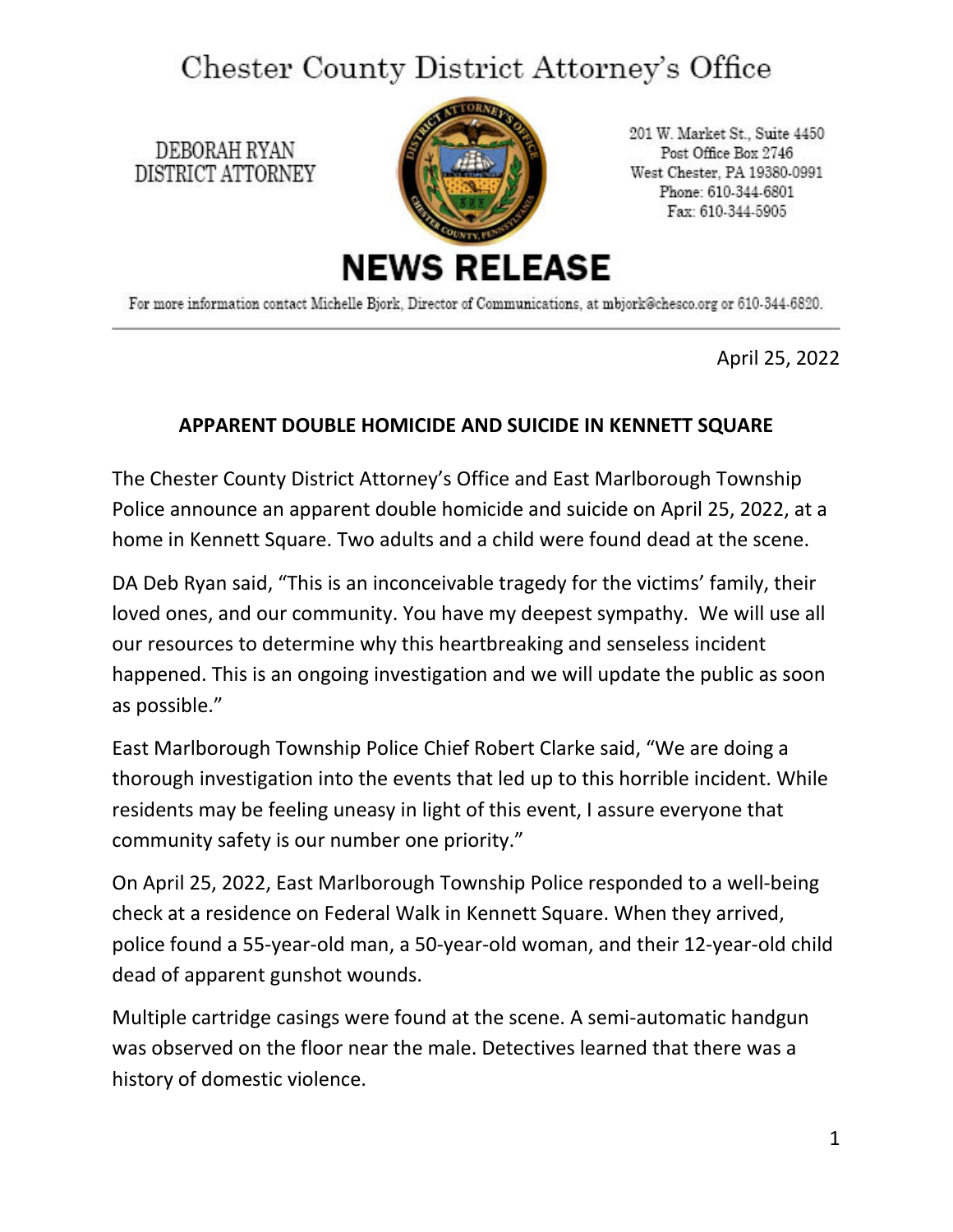# Chester County District Attorney's Office

DEBORAH RYAN
DISTRICT ATTORNEY

201 W. Market St., Suite 4450
Post Office Box 2746
West Chester, PA 19380-0991
Phone: 610-344-6801
Fax: 610-344-5905

## NEWS RELEASE

For more information contact Michelle Bjork, Director of Communications, at mbjork@chesco.org or 610-344-6820.

---

April 25, 2022

**APPARENT DOUBLE HOMICIDE AND SUICIDE IN KENNETT SQUARE**

The Chester County District Attorney's Office and East Marlborough Township Police announce an apparent double homicide and suicide on April 25, 2022, at a home in Kennett Square. Two adults and a child were found dead at the scene.

DA Deb Ryan said, "This is an inconceivable tragedy for the victims' family, their loved ones, and our community. You have my deepest sympathy. We will use all our resources to determine why this heartbreaking and senseless incident happened. This is an ongoing investigation and we will update the public as soon as possible."

East Marlborough Township Police Chief Robert Clarke said, "We are doing a thorough investigation into the events that led up to this horrible incident. While residents may be feeling uneasy in light of this event, I assure everyone that community safety is our number one priority."

On April 25, 2022, East Marlborough Township Police responded to a well-being check at a residence on Federal Walk in Kennett Square. When they arrived, police found a 55-year-old man, a 50-year-old woman, and their 12-year-old child dead of apparent gunshot wounds.

Multiple cartridge casings were found at the scene. A semi-automatic handgun was observed on the floor near the male. Detectives learned that there was a history of domestic violence.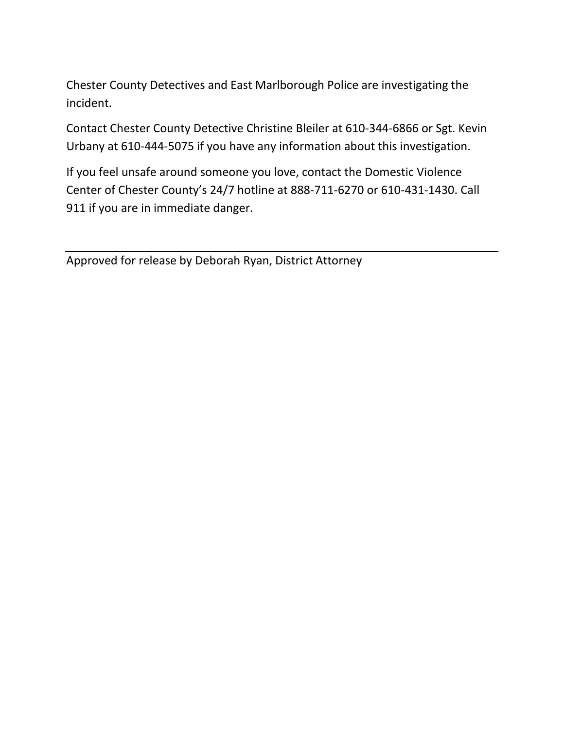Chester County Detectives and East Marlborough Police are investigating the incident.

Contact Chester County Detective Christine Bleiler at 610-344-6866 or Sgt. Kevin Urbany at 610-444-5075 if you have any information about this investigation.

If you feel unsafe around someone you love, contact the Domestic Violence Center of Chester County's 24/7 hotline at 888-711-6270 or 610-431-1430. Call 911 if you are in immediate danger.

---

Approved for release by Deborah Ryan, District Attorney